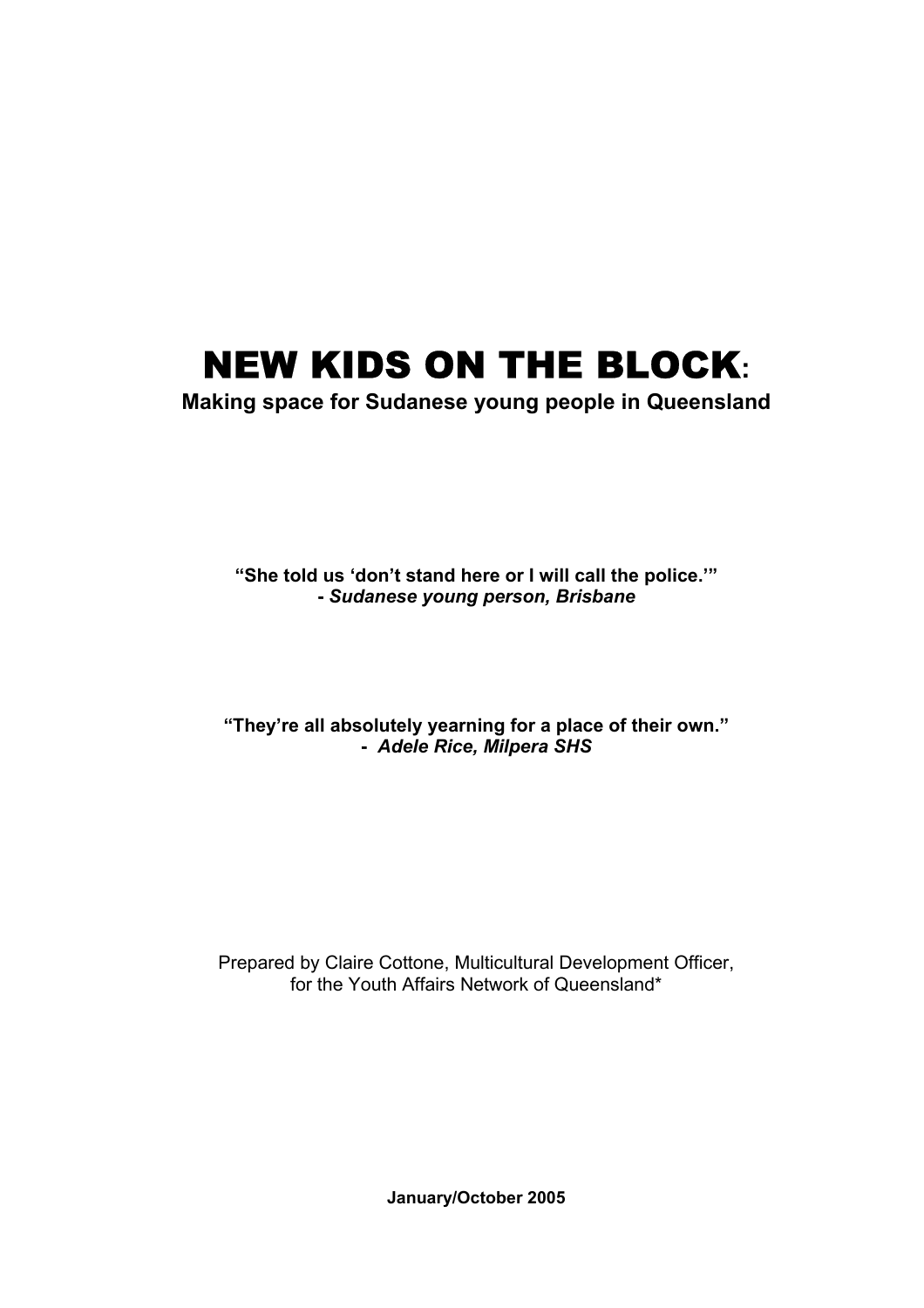# NEW KIDS ON THE BLOCK:

**Making space for Sudanese young people in Queensland**

**"She told us 'don't stand here or I will call the police.'"**
**- *Sudanese young person, Brisbane***

**"They're all absolutely yearning for a place of their own."**
**- *Adele Rice, Milpera SHS***

Prepared by Claire Cottone, Multicultural Development Officer, for the Youth Affairs Network of Queensland*

**January/October 2005**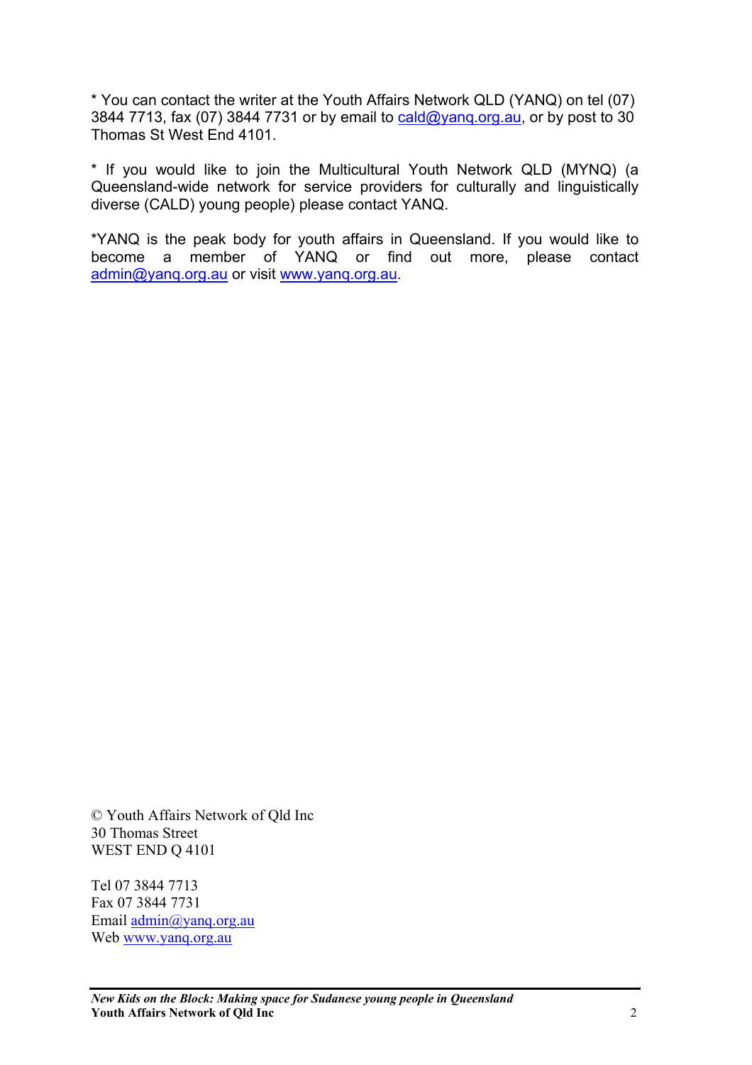* You can contact the writer at the Youth Affairs Network QLD (YANQ) on tel (07) 3844 7713, fax (07) 3844 7731 or by email to cald@yanq.org.au, or by post to 30 Thomas St West End 4101.

* If you would like to join the Multicultural Youth Network QLD (MYNQ) (a Queensland-wide network for service providers for culturally and linguistically diverse (CALD) young people) please contact YANQ.

*YANQ is the peak body for youth affairs in Queensland. If you would like to become a member of YANQ or find out more, please contact admin@yanq.org.au or visit www.yanq.org.au.

© Youth Affairs Network of Qld Inc
30 Thomas Street
WEST END Q 4101

Tel 07 3844 7713
Fax 07 3844 7731
Email admin@yanq.org.au
Web www.yanq.org.au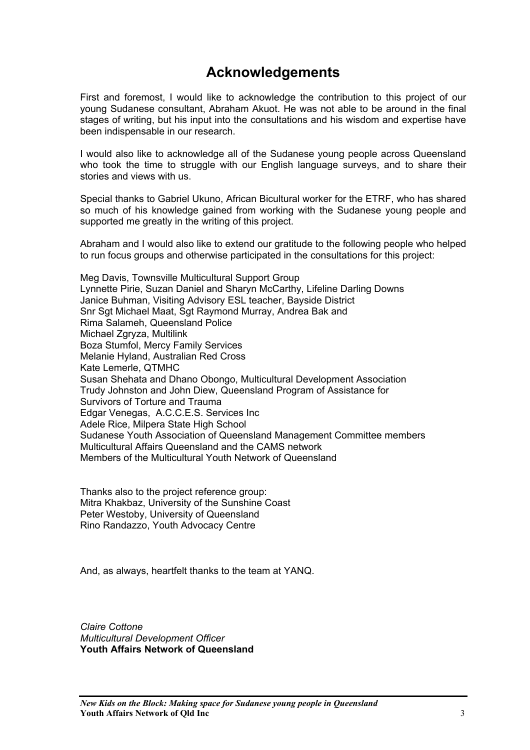# Acknowledgements

First and foremost, I would like to acknowledge the contribution to this project of our young Sudanese consultant, Abraham Akuot. He was not able to be around in the final stages of writing, but his input into the consultations and his wisdom and expertise have been indispensable in our research.

I would also like to acknowledge all of the Sudanese young people across Queensland who took the time to struggle with our English language surveys, and to share their stories and views with us.

Special thanks to Gabriel Ukuno, African Bicultural worker for the ETRF, who has shared so much of his knowledge gained from working with the Sudanese young people and supported me greatly in the writing of this project.

Abraham and I would also like to extend our gratitude to the following people who helped to run focus groups and otherwise participated in the consultations for this project:

Meg Davis, Townsville Multicultural Support Group
Lynnette Pirie, Suzan Daniel and Sharyn McCarthy, Lifeline Darling Downs
Janice Buhman, Visiting Advisory ESL teacher, Bayside District
Snr Sgt Michael Maat, Sgt Raymond Murray, Andrea Bak and
Rima Salameh, Queensland Police
Michael Zgryza, Multilink
Boza Stumfol, Mercy Family Services
Melanie Hyland, Australian Red Cross
Kate Lemerle, QTMHC
Susan Shehata and Dhano Obongo, Multicultural Development Association
Trudy Johnston and John Diew, Queensland Program of Assistance for
Survivors of Torture and Trauma
Edgar Venegas, A.C.C.E.S. Services Inc
Adele Rice, Milpera State High School
Sudanese Youth Association of Queensland Management Committee members
Multicultural Affairs Queensland and the CAMS network
Members of the Multicultural Youth Network of Queensland

Thanks also to the project reference group:
Mitra Khakbaz, University of the Sunshine Coast
Peter Westoby, University of Queensland
Rino Randazzo, Youth Advocacy Centre

And, as always, heartfelt thanks to the team at YANQ.

*Claire Cottone*
*Multicultural Development Officer*
**Youth Affairs Network of Queensland**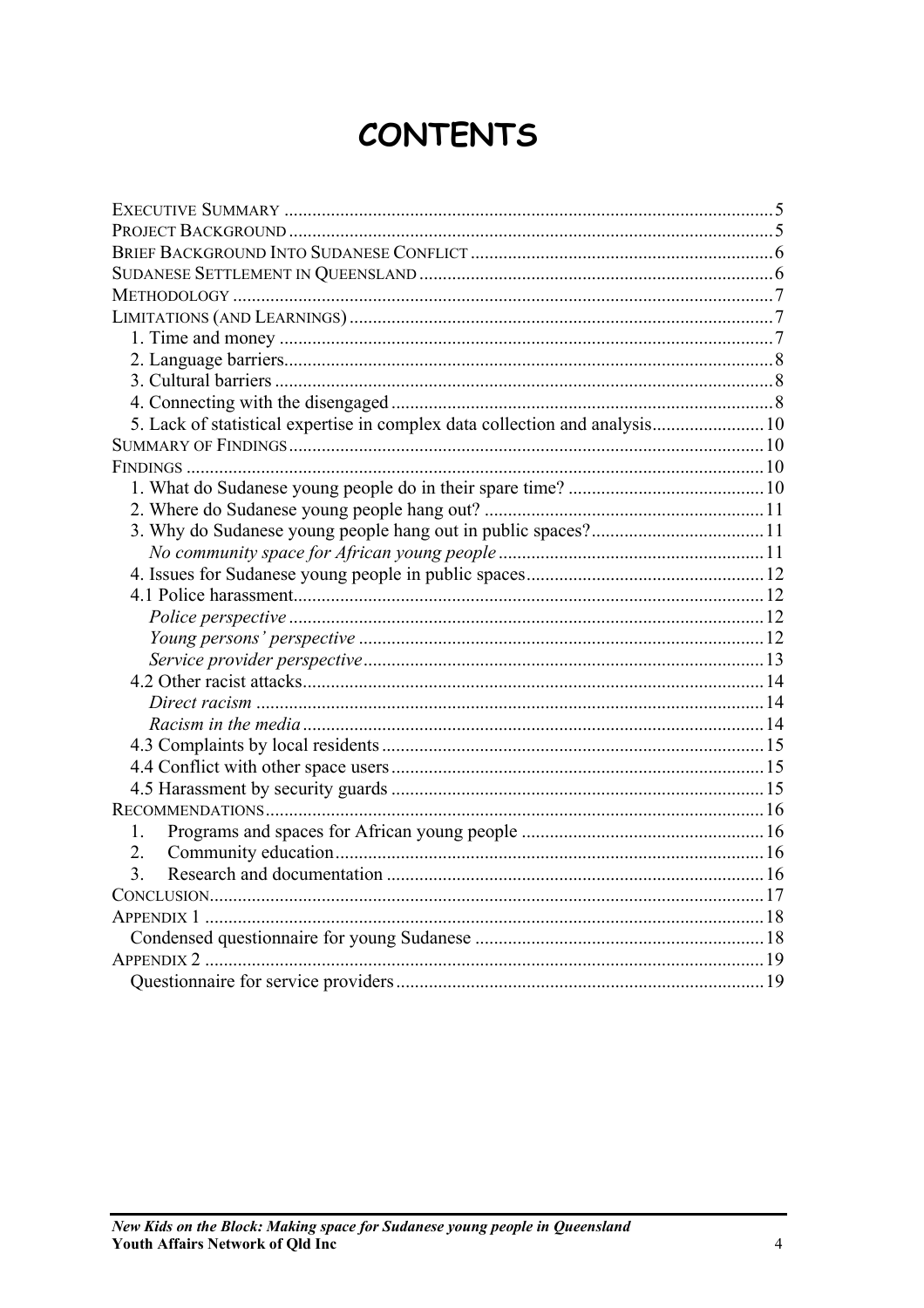# CONTENTS

- EXECUTIVE SUMMARY ........ 5
- PROJECT BACKGROUND ........ 5
- BRIEF BACKGROUND INTO SUDANESE CONFLICT ........ 6
- SUDANESE SETTLEMENT IN QUEENSLAND ........ 6
- METHODOLOGY ........ 7
- LIMITATIONS (AND LEARNINGS) ........ 7
  - 1. Time and money ........ 7
  - 2. Language barriers ........ 8
  - 3. Cultural barriers ........ 8
  - 4. Connecting with the disengaged ........ 8
  - 5. Lack of statistical expertise in complex data collection and analysis ........ 10
- SUMMARY OF FINDINGS ........ 10
- FINDINGS ........ 10
  - 1. What do Sudanese young people do in their spare time? ........ 10
  - 2. Where do Sudanese young people hang out? ........ 11
  - 3. Why do Sudanese young people hang out in public spaces? ........ 11
    - *No community space for African young people* ........ 11
  - 4. Issues for Sudanese young people in public spaces ........ 12
  - 4.1 Police harassment ........ 12
    - *Police perspective* ........ 12
    - *Young persons' perspective* ........ 12
    - *Service provider perspective* ........ 13
  - 4.2 Other racist attacks ........ 14
    - *Direct racism* ........ 14
    - *Racism in the media* ........ 14
  - 4.3 Complaints by local residents ........ 15
  - 4.4 Conflict with other space users ........ 15
  - 4.5 Harassment by security guards ........ 15
- RECOMMENDATIONS ........ 16
  - 1. Programs and spaces for African young people ........ 16
  - 2. Community education ........ 16
  - 3. Research and documentation ........ 16
- CONCLUSION ........ 17
- APPENDIX 1 ........ 18
  - Condensed questionnaire for young Sudanese ........ 18
- APPENDIX 2 ........ 19
  - Questionnaire for service providers ........ 19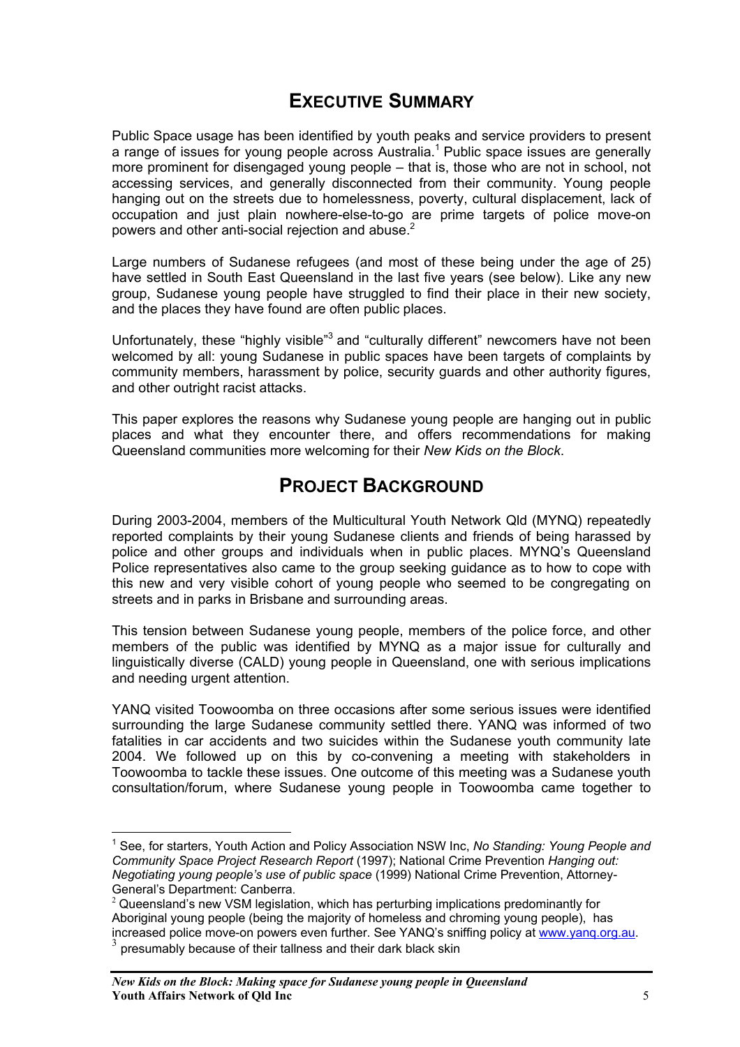# Executive Summary

Public Space usage has been identified by youth peaks and service providers to present a range of issues for young people across Australia.[1] Public space issues are generally more prominent for disengaged young people – that is, those who are not in school, not accessing services, and generally disconnected from their community. Young people hanging out on the streets due to homelessness, poverty, cultural displacement, lack of occupation and just plain nowhere-else-to-go are prime targets of police move-on powers and other anti-social rejection and abuse.[2]

Large numbers of Sudanese refugees (and most of these being under the age of 25) have settled in South East Queensland in the last five years (see below). Like any new group, Sudanese young people have struggled to find their place in their new society, and the places they have found are often public places.

Unfortunately, these "highly visible"[3] and "culturally different" newcomers have not been welcomed by all: young Sudanese in public spaces have been targets of complaints by community members, harassment by police, security guards and other authority figures, and other outright racist attacks.

This paper explores the reasons why Sudanese young people are hanging out in public places and what they encounter there, and offers recommendations for making Queensland communities more welcoming for their *New Kids on the Block*.

# Project Background

During 2003-2004, members of the Multicultural Youth Network Qld (MYNQ) repeatedly reported complaints by their young Sudanese clients and friends of being harassed by police and other groups and individuals when in public places. MYNQ's Queensland Police representatives also came to the group seeking guidance as to how to cope with this new and very visible cohort of young people who seemed to be congregating on streets and in parks in Brisbane and surrounding areas.

This tension between Sudanese young people, members of the police force, and other members of the public was identified by MYNQ as a major issue for culturally and linguistically diverse (CALD) young people in Queensland, one with serious implications and needing urgent attention.

YANQ visited Toowoomba on three occasions after some serious issues were identified surrounding the large Sudanese community settled there. YANQ was informed of two fatalities in car accidents and two suicides within the Sudanese youth community late 2004. We followed up on this by co-convening a meeting with stakeholders in Toowoomba to tackle these issues. One outcome of this meeting was a Sudanese youth consultation/forum, where Sudanese young people in Toowoomba came together to

---

[1] See, for starters, Youth Action and Policy Association NSW Inc, *No Standing: Young People and Community Space Project Research Report* (1997); National Crime Prevention *Hanging out: Negotiating young people's use of public space* (1999) National Crime Prevention, Attorney-General's Department: Canberra.

[2] Queensland's new VSM legislation, which has perturbing implications predominantly for Aboriginal young people (being the majority of homeless and chroming young people), has increased police move-on powers even further. See YANQ's sniffing policy at www.yanq.org.au.

[3] presumably because of their tallness and their dark black skin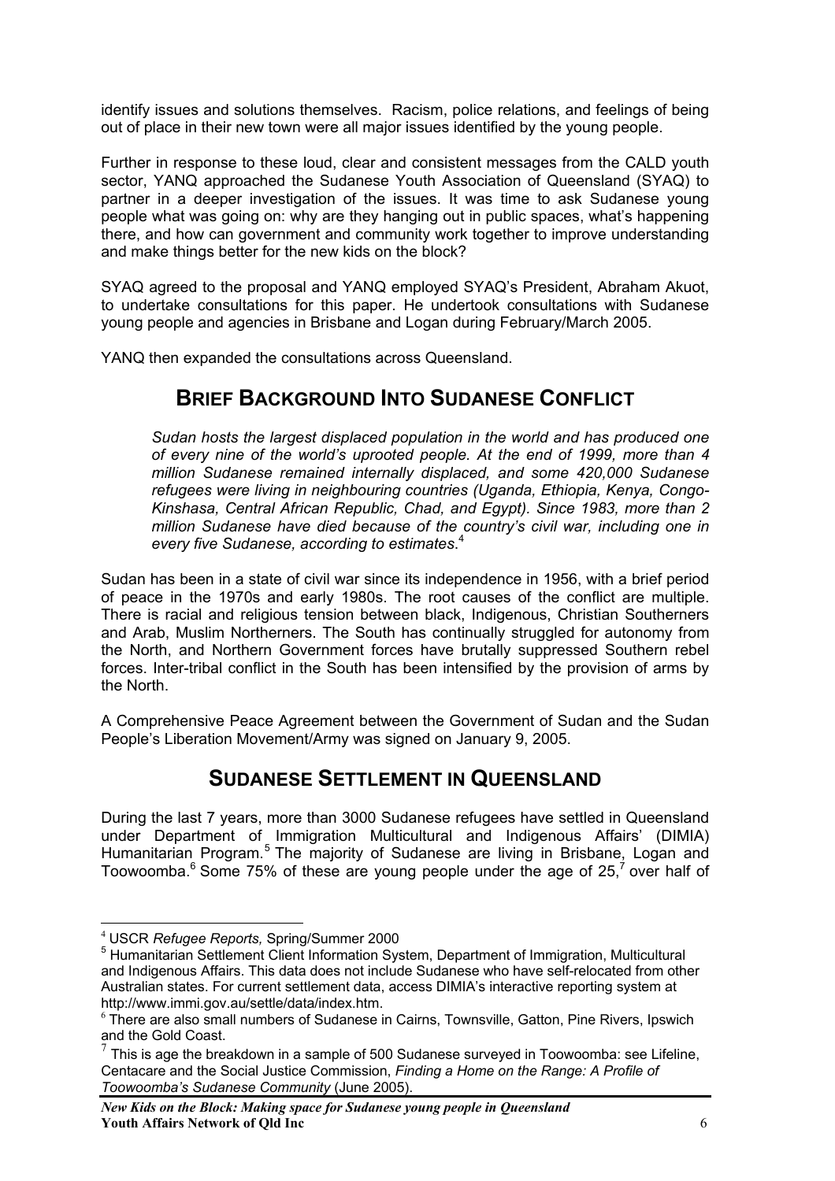identify issues and solutions themselves. Racism, police relations, and feelings of being out of place in their new town were all major issues identified by the young people.

Further in response to these loud, clear and consistent messages from the CALD youth sector, YANQ approached the Sudanese Youth Association of Queensland (SYAQ) to partner in a deeper investigation of the issues. It was time to ask Sudanese young people what was going on: why are they hanging out in public spaces, what's happening there, and how can government and community work together to improve understanding and make things better for the new kids on the block?

SYAQ agreed to the proposal and YANQ employed SYAQ's President, Abraham Akuot, to undertake consultations for this paper. He undertook consultations with Sudanese young people and agencies in Brisbane and Logan during February/March 2005.

YANQ then expanded the consultations across Queensland.

## Brief Background Into Sudanese Conflict

> *Sudan hosts the largest displaced population in the world and has produced one of every nine of the world's uprooted people. At the end of 1999, more than 4 million Sudanese remained internally displaced, and some 420,000 Sudanese refugees were living in neighbouring countries (Uganda, Ethiopia, Kenya, Congo-Kinshasa, Central African Republic, Chad, and Egypt). Since 1983, more than 2 million Sudanese have died because of the country's civil war, including one in every five Sudanese, according to estimates*.[4]

Sudan has been in a state of civil war since its independence in 1956, with a brief period of peace in the 1970s and early 1980s. The root causes of the conflict are multiple. There is racial and religious tension between black, Indigenous, Christian Southerners and Arab, Muslim Northerners. The South has continually struggled for autonomy from the North, and Northern Government forces have brutally suppressed Southern rebel forces. Inter-tribal conflict in the South has been intensified by the provision of arms by the North.

A Comprehensive Peace Agreement between the Government of Sudan and the Sudan People's Liberation Movement/Army was signed on January 9, 2005.

## Sudanese Settlement in Queensland

During the last 7 years, more than 3000 Sudanese refugees have settled in Queensland under Department of Immigration Multicultural and Indigenous Affairs' (DIMIA) Humanitarian Program.[5] The majority of Sudanese are living in Brisbane, Logan and Toowoomba.[6] Some 75% of these are young people under the age of 25,[7] over half of

---

[4] USCR *Refugee Reports,* Spring/Summer 2000

[5] Humanitarian Settlement Client Information System, Department of Immigration, Multicultural and Indigenous Affairs. This data does not include Sudanese who have self-relocated from other Australian states. For current settlement data, access DIMIA's interactive reporting system at http://www.immi.gov.au/settle/data/index.htm.

[6] There are also small numbers of Sudanese in Cairns, Townsville, Gatton, Pine Rivers, Ipswich and the Gold Coast.

[7] This is age the breakdown in a sample of 500 Sudanese surveyed in Toowoomba: see Lifeline, Centacare and the Social Justice Commission, *Finding a Home on the Range: A Profile of Toowoomba's Sudanese Community* (June 2005).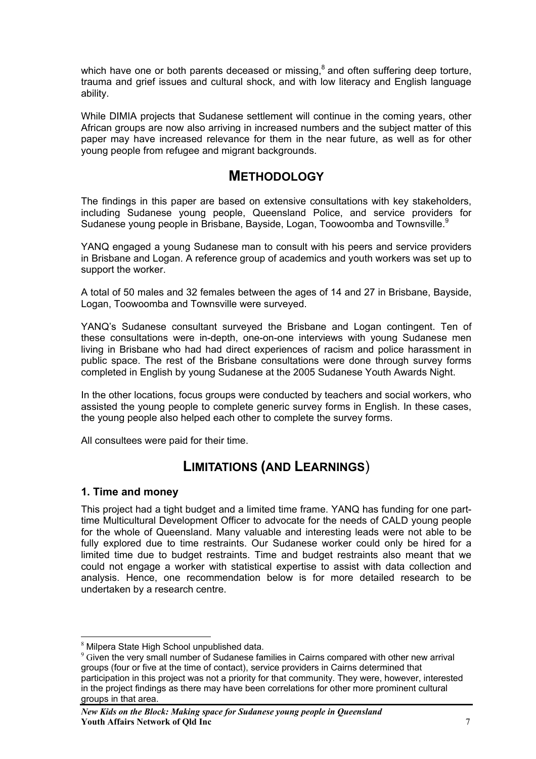which have one or both parents deceased or missing,[8] and often suffering deep torture, trauma and grief issues and cultural shock, and with low literacy and English language ability.

While DIMIA projects that Sudanese settlement will continue in the coming years, other African groups are now also arriving in increased numbers and the subject matter of this paper may have increased relevance for them in the near future, as well as for other young people from refugee and migrant backgrounds.

## METHODOLOGY

The findings in this paper are based on extensive consultations with key stakeholders, including Sudanese young people, Queensland Police, and service providers for Sudanese young people in Brisbane, Bayside, Logan, Toowoomba and Townsville.[9]

YANQ engaged a young Sudanese man to consult with his peers and service providers in Brisbane and Logan. A reference group of academics and youth workers was set up to support the worker.

A total of 50 males and 32 females between the ages of 14 and 27 in Brisbane, Bayside, Logan, Toowoomba and Townsville were surveyed.

YANQ's Sudanese consultant surveyed the Brisbane and Logan contingent. Ten of these consultations were in-depth, one-on-one interviews with young Sudanese men living in Brisbane who had had direct experiences of racism and police harassment in public space. The rest of the Brisbane consultations were done through survey forms completed in English by young Sudanese at the 2005 Sudanese Youth Awards Night.

In the other locations, focus groups were conducted by teachers and social workers, who assisted the young people to complete generic survey forms in English. In these cases, the young people also helped each other to complete the survey forms.

All consultees were paid for their time.

## LIMITATIONS (AND LEARNINGS)

### 1. Time and money

This project had a tight budget and a limited time frame. YANQ has funding for one part-time Multicultural Development Officer to advocate for the needs of CALD young people for the whole of Queensland. Many valuable and interesting leads were not able to be fully explored due to time restraints. Our Sudanese worker could only be hired for a limited time due to budget restraints. Time and budget restraints also meant that we could not engage a worker with statistical expertise to assist with data collection and analysis. Hence, one recommendation below is for more detailed research to be undertaken by a research centre.

---

[8] Milpera State High School unpublished data.

[9] Given the very small number of Sudanese families in Cairns compared with other new arrival groups (four or five at the time of contact), service providers in Cairns determined that participation in this project was not a priority for that community. They were, however, interested in the project findings as there may have been correlations for other more prominent cultural groups in that area.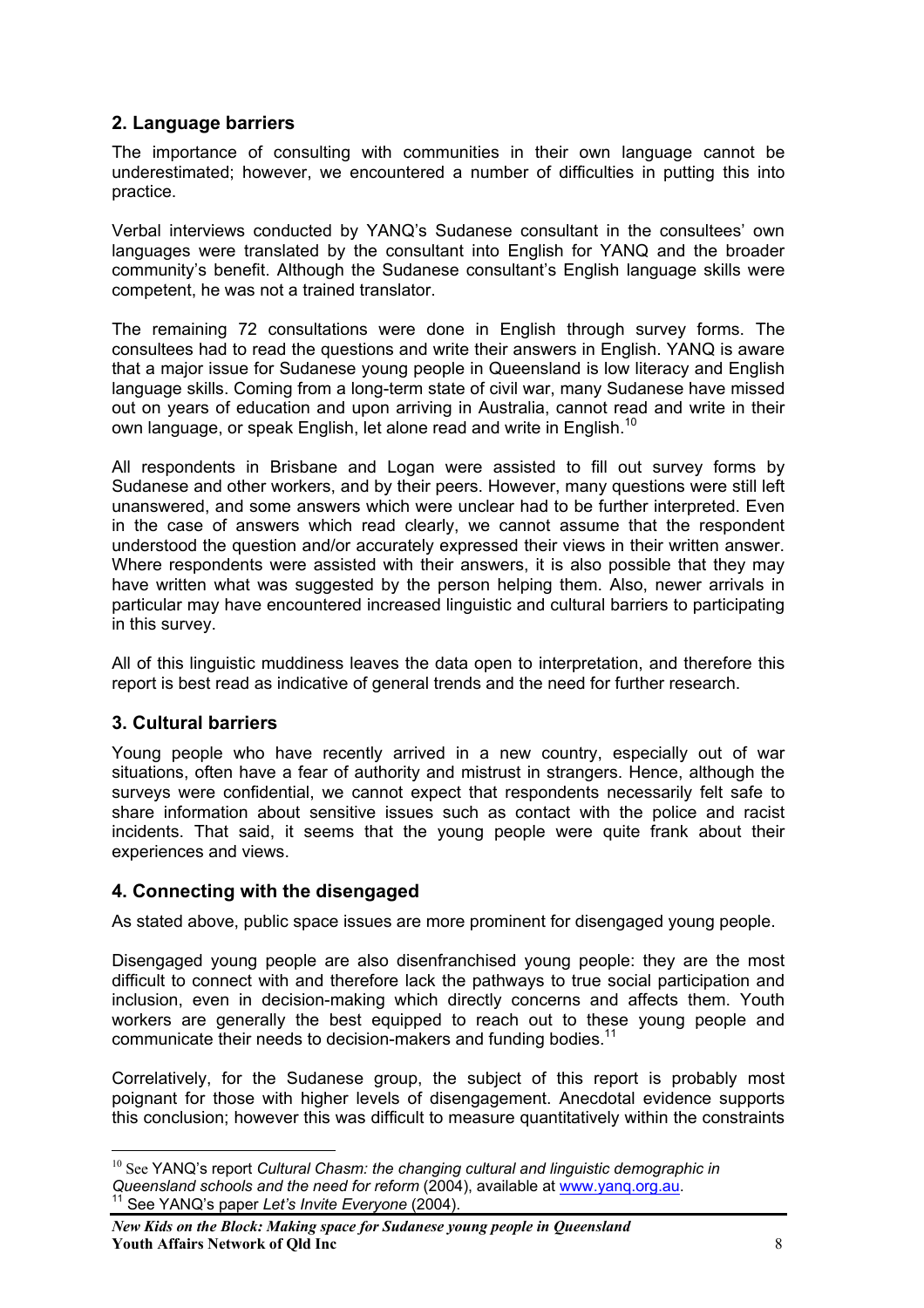## 2. Language barriers

The importance of consulting with communities in their own language cannot be underestimated; however, we encountered a number of difficulties in putting this into practice.

Verbal interviews conducted by YANQ's Sudanese consultant in the consultees' own languages were translated by the consultant into English for YANQ and the broader community's benefit. Although the Sudanese consultant's English language skills were competent, he was not a trained translator.

The remaining 72 consultations were done in English through survey forms. The consultees had to read the questions and write their answers in English. YANQ is aware that a major issue for Sudanese young people in Queensland is low literacy and English language skills. Coming from a long-term state of civil war, many Sudanese have missed out on years of education and upon arriving in Australia, cannot read and write in their own language, or speak English, let alone read and write in English.[10]

All respondents in Brisbane and Logan were assisted to fill out survey forms by Sudanese and other workers, and by their peers. However, many questions were still left unanswered, and some answers which were unclear had to be further interpreted. Even in the case of answers which read clearly, we cannot assume that the respondent understood the question and/or accurately expressed their views in their written answer. Where respondents were assisted with their answers, it is also possible that they may have written what was suggested by the person helping them. Also, newer arrivals in particular may have encountered increased linguistic and cultural barriers to participating in this survey.

All of this linguistic muddiness leaves the data open to interpretation, and therefore this report is best read as indicative of general trends and the need for further research.

## 3. Cultural barriers

Young people who have recently arrived in a new country, especially out of war situations, often have a fear of authority and mistrust in strangers. Hence, although the surveys were confidential, we cannot expect that respondents necessarily felt safe to share information about sensitive issues such as contact with the police and racist incidents. That said, it seems that the young people were quite frank about their experiences and views.

## 4. Connecting with the disengaged

As stated above, public space issues are more prominent for disengaged young people.

Disengaged young people are also disenfranchised young people: they are the most difficult to connect with and therefore lack the pathways to true social participation and inclusion, even in decision-making which directly concerns and affects them. Youth workers are generally the best equipped to reach out to these young people and communicate their needs to decision-makers and funding bodies.[11]

Correlatively, for the Sudanese group, the subject of this report is probably most poignant for those with higher levels of disengagement. Anecdotal evidence supports this conclusion; however this was difficult to measure quantitatively within the constraints

---

[10] See YANQ's report *Cultural Chasm: the changing cultural and linguistic demographic in Queensland schools and the need for reform* (2004), available at www.yanq.org.au.

[11] See YANQ's paper *Let's Invite Everyone* (2004).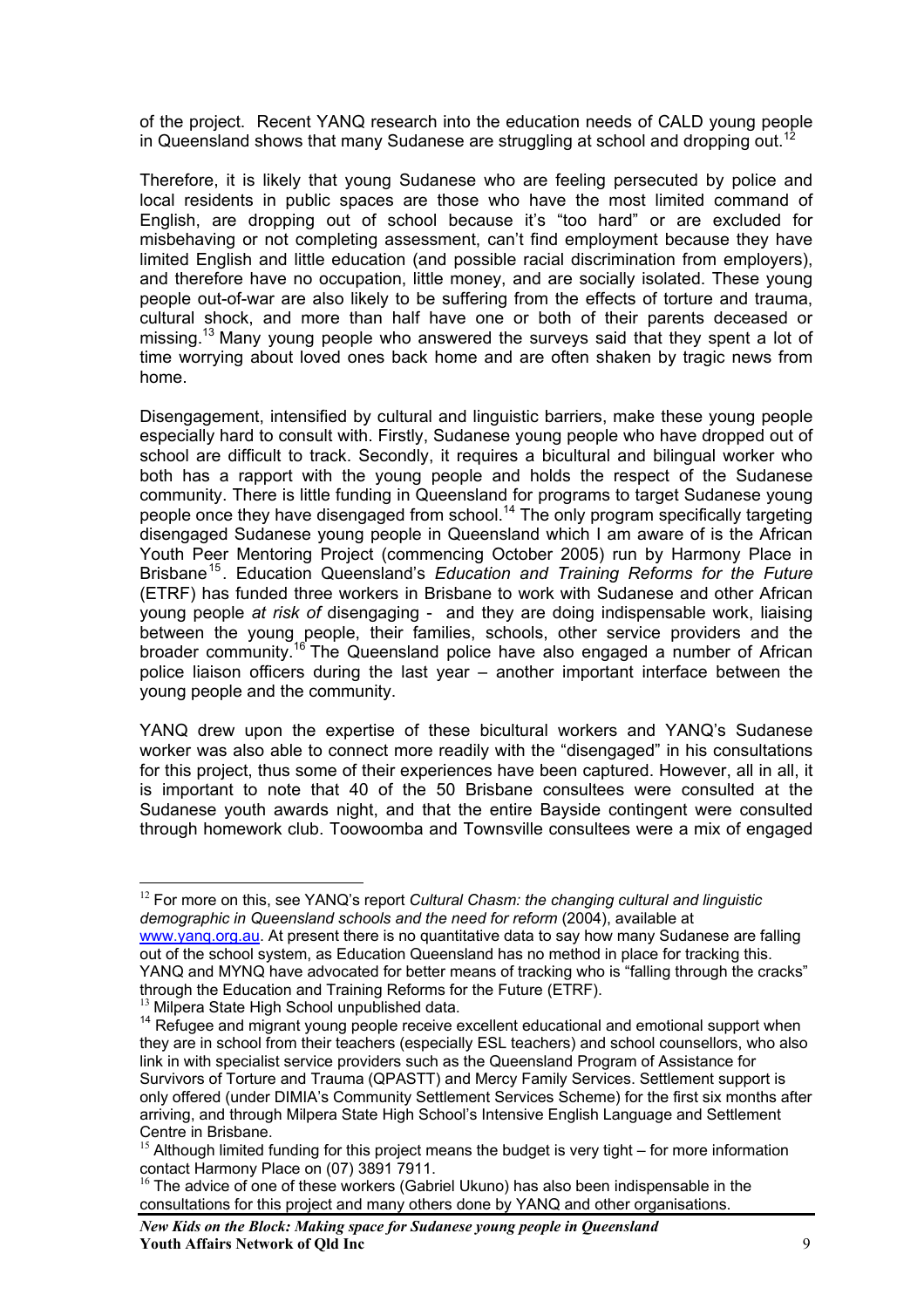of the project. Recent YANQ research into the education needs of CALD young people in Queensland shows that many Sudanese are struggling at school and dropping out.[12]

Therefore, it is likely that young Sudanese who are feeling persecuted by police and local residents in public spaces are those who have the most limited command of English, are dropping out of school because it's "too hard" or are excluded for misbehaving or not completing assessment, can't find employment because they have limited English and little education (and possible racial discrimination from employers), and therefore have no occupation, little money, and are socially isolated. These young people out-of-war are also likely to be suffering from the effects of torture and trauma, cultural shock, and more than half have one or both of their parents deceased or missing.[13] Many young people who answered the surveys said that they spent a lot of time worrying about loved ones back home and are often shaken by tragic news from home.

Disengagement, intensified by cultural and linguistic barriers, make these young people especially hard to consult with. Firstly, Sudanese young people who have dropped out of school are difficult to track. Secondly, it requires a bicultural and bilingual worker who both has a rapport with the young people and holds the respect of the Sudanese community. There is little funding in Queensland for programs to target Sudanese young people once they have disengaged from school.[14] The only program specifically targeting disengaged Sudanese young people in Queensland which I am aware of is the African Youth Peer Mentoring Project (commencing October 2005) run by Harmony Place in Brisbane[15]. Education Queensland's *Education and Training Reforms for the Future* (ETRF) has funded three workers in Brisbane to work with Sudanese and other African young people *at risk of* disengaging - and they are doing indispensable work, liaising between the young people, their families, schools, other service providers and the broader community.[16] The Queensland police have also engaged a number of African police liaison officers during the last year – another important interface between the young people and the community.

YANQ drew upon the expertise of these bicultural workers and YANQ's Sudanese worker was also able to connect more readily with the "disengaged" in his consultations for this project, thus some of their experiences have been captured. However, all in all, it is important to note that 40 of the 50 Brisbane consultees were consulted at the Sudanese youth awards night, and that the entire Bayside contingent were consulted through homework club. Toowoomba and Townsville consultees were a mix of engaged

---

[12] For more on this, see YANQ's report *Cultural Chasm: the changing cultural and linguistic demographic in Queensland schools and the need for reform* (2004), available at www.yanq.org.au. At present there is no quantitative data to say how many Sudanese are falling out of the school system, as Education Queensland has no method in place for tracking this. YANQ and MYNQ have advocated for better means of tracking who is "falling through the cracks" through the Education and Training Reforms for the Future (ETRF).

[13] Milpera State High School unpublished data.

[14] Refugee and migrant young people receive excellent educational and emotional support when they are in school from their teachers (especially ESL teachers) and school counsellors, who also link in with specialist service providers such as the Queensland Program of Assistance for Survivors of Torture and Trauma (QPASTT) and Mercy Family Services. Settlement support is only offered (under DIMIA's Community Settlement Services Scheme) for the first six months after arriving, and through Milpera State High School's Intensive English Language and Settlement Centre in Brisbane.

[15] Although limited funding for this project means the budget is very tight – for more information contact Harmony Place on (07) 3891 7911.

[16] The advice of one of these workers (Gabriel Ukuno) has also been indispensable in the consultations for this project and many others done by YANQ and other organisations.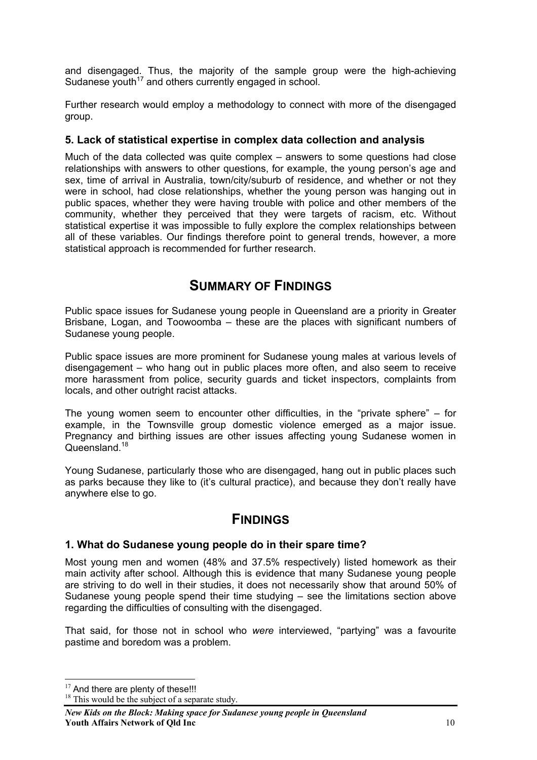and disengaged. Thus, the majority of the sample group were the high-achieving Sudanese youth[17] and others currently engaged in school.

Further research would employ a methodology to connect with more of the disengaged group.

### 5. Lack of statistical expertise in complex data collection and analysis

Much of the data collected was quite complex – answers to some questions had close relationships with answers to other questions, for example, the young person's age and sex, time of arrival in Australia, town/city/suburb of residence, and whether or not they were in school, had close relationships, whether the young person was hanging out in public spaces, whether they were having trouble with police and other members of the community, whether they perceived that they were targets of racism, etc. Without statistical expertise it was impossible to fully explore the complex relationships between all of these variables. Our findings therefore point to general trends, however, a more statistical approach is recommended for further research.

## SUMMARY OF FINDINGS

Public space issues for Sudanese young people in Queensland are a priority in Greater Brisbane, Logan, and Toowoomba – these are the places with significant numbers of Sudanese young people.

Public space issues are more prominent for Sudanese young males at various levels of disengagement – who hang out in public places more often, and also seem to receive more harassment from police, security guards and ticket inspectors, complaints from locals, and other outright racist attacks.

The young women seem to encounter other difficulties, in the "private sphere" – for example, in the Townsville group domestic violence emerged as a major issue. Pregnancy and birthing issues are other issues affecting young Sudanese women in Queensland.[18]

Young Sudanese, particularly those who are disengaged, hang out in public places such as parks because they like to (it's cultural practice), and because they don't really have anywhere else to go.

## FINDINGS

### 1. What do Sudanese young people do in their spare time?

Most young men and women (48% and 37.5% respectively) listed homework as their main activity after school. Although this is evidence that many Sudanese young people are striving to do well in their studies, it does not necessarily show that around 50% of Sudanese young people spend their time studying – see the limitations section above regarding the difficulties of consulting with the disengaged.

That said, for those not in school who *were* interviewed, "partying" was a favourite pastime and boredom was a problem.

---

[17] And there are plenty of these!!!

[18] This would be the subject of a separate study.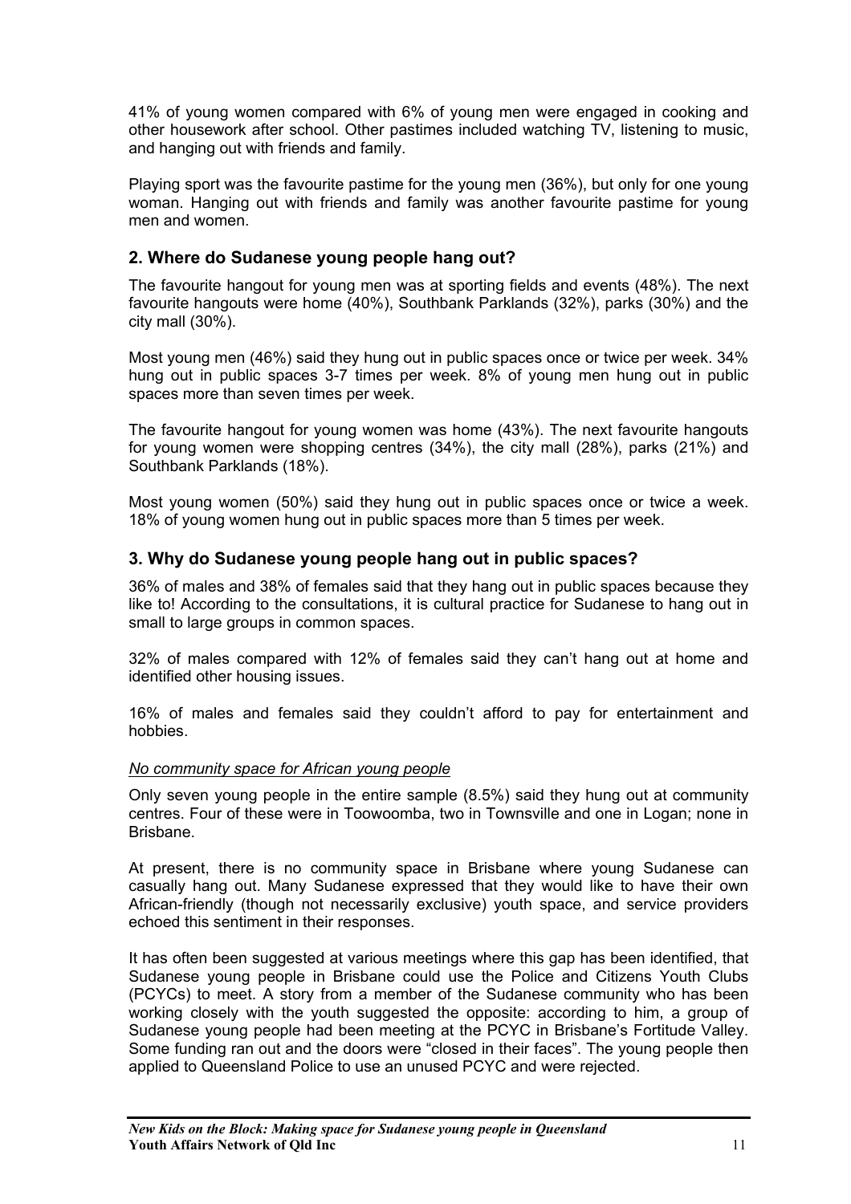41% of young women compared with 6% of young men were engaged in cooking and other housework after school. Other pastimes included watching TV, listening to music, and hanging out with friends and family.

Playing sport was the favourite pastime for the young men (36%), but only for one young woman. Hanging out with friends and family was another favourite pastime for young men and women.

## 2. Where do Sudanese young people hang out?

The favourite hangout for young men was at sporting fields and events (48%). The next favourite hangouts were home (40%), Southbank Parklands (32%), parks (30%) and the city mall (30%).

Most young men (46%) said they hung out in public spaces once or twice per week. 34% hung out in public spaces 3-7 times per week. 8% of young men hung out in public spaces more than seven times per week.

The favourite hangout for young women was home (43%). The next favourite hangouts for young women were shopping centres (34%), the city mall (28%), parks (21%) and Southbank Parklands (18%).

Most young women (50%) said they hung out in public spaces once or twice a week. 18% of young women hung out in public spaces more than 5 times per week.

## 3. Why do Sudanese young people hang out in public spaces?

36% of males and 38% of females said that they hang out in public spaces because they like to! According to the consultations, it is cultural practice for Sudanese to hang out in small to large groups in common spaces.

32% of males compared with 12% of females said they can't hang out at home and identified other housing issues.

16% of males and females said they couldn't afford to pay for entertainment and hobbies.

*No community space for African young people*

Only seven young people in the entire sample (8.5%) said they hung out at community centres. Four of these were in Toowoomba, two in Townsville and one in Logan; none in Brisbane.

At present, there is no community space in Brisbane where young Sudanese can casually hang out. Many Sudanese expressed that they would like to have their own African-friendly (though not necessarily exclusive) youth space, and service providers echoed this sentiment in their responses.

It has often been suggested at various meetings where this gap has been identified, that Sudanese young people in Brisbane could use the Police and Citizens Youth Clubs (PCYCs) to meet. A story from a member of the Sudanese community who has been working closely with the youth suggested the opposite: according to him, a group of Sudanese young people had been meeting at the PCYC in Brisbane's Fortitude Valley. Some funding ran out and the doors were "closed in their faces". The young people then applied to Queensland Police to use an unused PCYC and were rejected.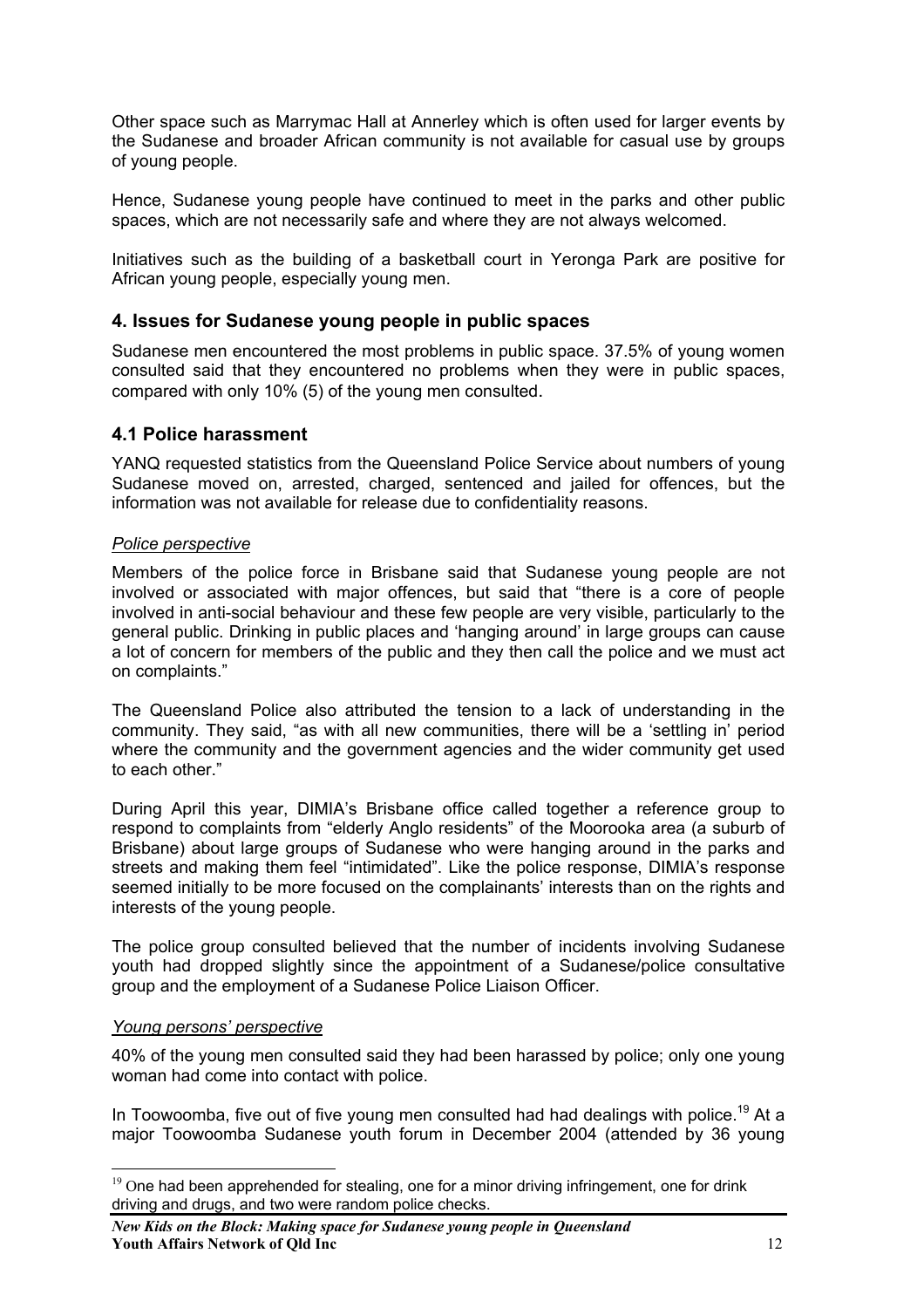Other space such as Marrymac Hall at Annerley which is often used for larger events by the Sudanese and broader African community is not available for casual use by groups of young people.

Hence, Sudanese young people have continued to meet in the parks and other public spaces, which are not necessarily safe and where they are not always welcomed.

Initiatives such as the building of a basketball court in Yeronga Park are positive for African young people, especially young men.

## 4. Issues for Sudanese young people in public spaces

Sudanese men encountered the most problems in public space. 37.5% of young women consulted said that they encountered no problems when they were in public spaces, compared with only 10% (5) of the young men consulted.

### 4.1 Police harassment

YANQ requested statistics from the Queensland Police Service about numbers of young Sudanese moved on, arrested, charged, sentenced and jailed for offences, but the information was not available for release due to confidentiality reasons.

*Police perspective*

Members of the police force in Brisbane said that Sudanese young people are not involved or associated with major offences, but said that "there is a core of people involved in anti-social behaviour and these few people are very visible, particularly to the general public. Drinking in public places and 'hanging around' in large groups can cause a lot of concern for members of the public and they then call the police and we must act on complaints."

The Queensland Police also attributed the tension to a lack of understanding in the community. They said, "as with all new communities, there will be a 'settling in' period where the community and the government agencies and the wider community get used to each other."

During April this year, DIMIA's Brisbane office called together a reference group to respond to complaints from "elderly Anglo residents" of the Moorooka area (a suburb of Brisbane) about large groups of Sudanese who were hanging around in the parks and streets and making them feel "intimidated". Like the police response, DIMIA's response seemed initially to be more focused on the complainants' interests than on the rights and interests of the young people.

The police group consulted believed that the number of incidents involving Sudanese youth had dropped slightly since the appointment of a Sudanese/police consultative group and the employment of a Sudanese Police Liaison Officer.

*Young persons' perspective*

40% of the young men consulted said they had been harassed by police; only one young woman had come into contact with police.

In Toowoomba, five out of five young men consulted had had dealings with police.[19] At a major Toowoomba Sudanese youth forum in December 2004 (attended by 36 young

---

[19] One had been apprehended for stealing, one for a minor driving infringement, one for drink driving and drugs, and two were random police checks.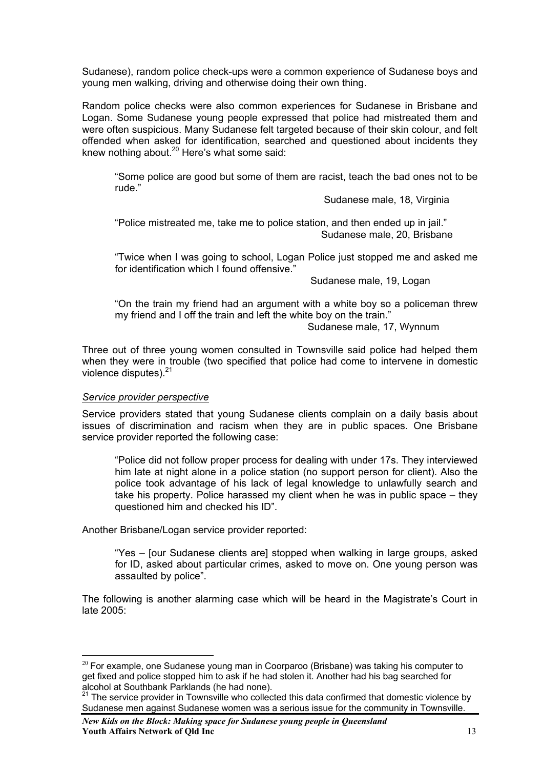Sudanese), random police check-ups were a common experience of Sudanese boys and young men walking, driving and otherwise doing their own thing.

Random police checks were also common experiences for Sudanese in Brisbane and Logan. Some Sudanese young people expressed that police had mistreated them and were often suspicious. Many Sudanese felt targeted because of their skin colour, and felt offended when asked for identification, searched and questioned about incidents they knew nothing about.[20] Here's what some said:

> "Some police are good but some of them are racist, teach the bad ones not to be rude."
>
> Sudanese male, 18, Virginia

> "Police mistreated me, take me to police station, and then ended up in jail."
>
> Sudanese male, 20, Brisbane

> "Twice when I was going to school, Logan Police just stopped me and asked me for identification which I found offensive."
>
> Sudanese male, 19, Logan

> "On the train my friend had an argument with a white boy so a policeman threw my friend and I off the train and left the white boy on the train."
>
> Sudanese male, 17, Wynnum

Three out of three young women consulted in Townsville said police had helped them when they were in trouble (two specified that police had come to intervene in domestic violence disputes).[21]

*Service provider perspective*

Service providers stated that young Sudanese clients complain on a daily basis about issues of discrimination and racism when they are in public spaces. One Brisbane service provider reported the following case:

> "Police did not follow proper process for dealing with under 17s. They interviewed him late at night alone in a police station (no support person for client). Also the police took advantage of his lack of legal knowledge to unlawfully search and take his property. Police harassed my client when he was in public space – they questioned him and checked his ID".

Another Brisbane/Logan service provider reported:

> "Yes – [our Sudanese clients are] stopped when walking in large groups, asked for ID, asked about particular crimes, asked to move on. One young person was assaulted by police".

The following is another alarming case which will be heard in the Magistrate's Court in late 2005:

---

[20] For example, one Sudanese young man in Coorparoo (Brisbane) was taking his computer to get fixed and police stopped him to ask if he had stolen it. Another had his bag searched for alcohol at Southbank Parklands (he had none).

[21] The service provider in Townsville who collected this data confirmed that domestic violence by Sudanese men against Sudanese women was a serious issue for the community in Townsville.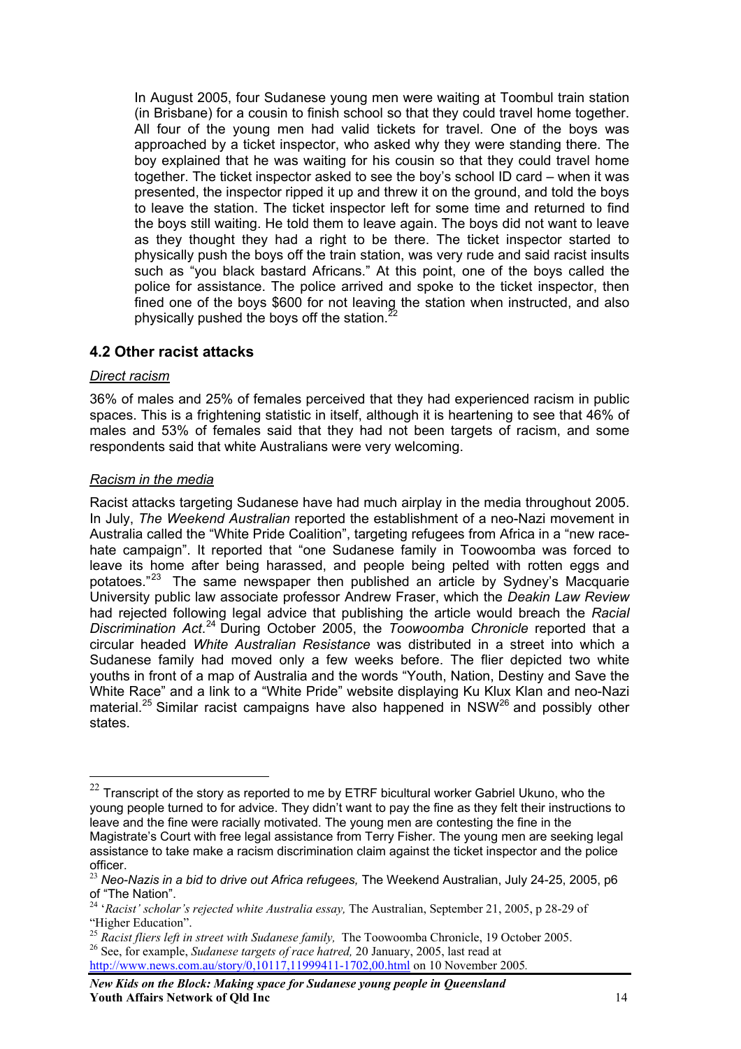In August 2005, four Sudanese young men were waiting at Toombul train station (in Brisbane) for a cousin to finish school so that they could travel home together. All four of the young men had valid tickets for travel. One of the boys was approached by a ticket inspector, who asked why they were standing there. The boy explained that he was waiting for his cousin so that they could travel home together. The ticket inspector asked to see the boy's school ID card – when it was presented, the inspector ripped it up and threw it on the ground, and told the boys to leave the station. The ticket inspector left for some time and returned to find the boys still waiting. He told them to leave again. The boys did not want to leave as they thought they had a right to be there. The ticket inspector started to physically push the boys off the train station, was very rude and said racist insults such as "you black bastard Africans." At this point, one of the boys called the police for assistance. The police arrived and spoke to the ticket inspector, then fined one of the boys $600 for not leaving the station when instructed, and also physically pushed the boys off the station.[22]

## 4.2 Other racist attacks

### Direct racism

36% of males and 25% of females perceived that they had experienced racism in public spaces. This is a frightening statistic in itself, although it is heartening to see that 46% of males and 53% of females said that they had not been targets of racism, and some respondents said that white Australians were very welcoming.

### Racism in the media

Racist attacks targeting Sudanese have had much airplay in the media throughout 2005. In July, *The Weekend Australian* reported the establishment of a neo-Nazi movement in Australia called the "White Pride Coalition", targeting refugees from Africa in a "new race-hate campaign". It reported that "one Sudanese family in Toowoomba was forced to leave its home after being harassed, and people being pelted with rotten eggs and potatoes."[23] The same newspaper then published an article by Sydney's Macquarie University public law associate professor Andrew Fraser, which the *Deakin Law Review* had rejected following legal advice that publishing the article would breach the *Racial Discrimination Act*.[24] During October 2005, the *Toowoomba Chronicle* reported that a circular headed *White Australian Resistance* was distributed in a street into which a Sudanese family had moved only a few weeks before. The flier depicted two white youths in front of a map of Australia and the words "Youth, Nation, Destiny and Save the White Race" and a link to a "White Pride" website displaying Ku Klux Klan and neo-Nazi material.[25] Similar racist campaigns have also happened in NSW[26] and possibly other states.

---

[22] Transcript of the story as reported to me by ETRF bicultural worker Gabriel Ukuno, who the young people turned to for advice. They didn't want to pay the fine as they felt their instructions to leave and the fine were racially motivated. The young men are contesting the fine in the Magistrate's Court with free legal assistance from Terry Fisher. The young men are seeking legal assistance to take make a racism discrimination claim against the ticket inspector and the police officer.

[23] *Neo-Nazis in a bid to drive out Africa refugees,* The Weekend Australian, July 24-25, 2005, p6 of "The Nation".

[24] '*Racist' scholar's rejected white Australia essay,* The Australian, September 21, 2005, p 28-29 of "Higher Education".

[25] *Racist fliers left in street with Sudanese family,* The Toowoomba Chronicle, 19 October 2005.

[26] See, for example, *Sudanese targets of race hatred,* 20 January, 2005, last read at http://www.news.com.au/story/0,10117,11999411-1702,00.html on 10 November 2005.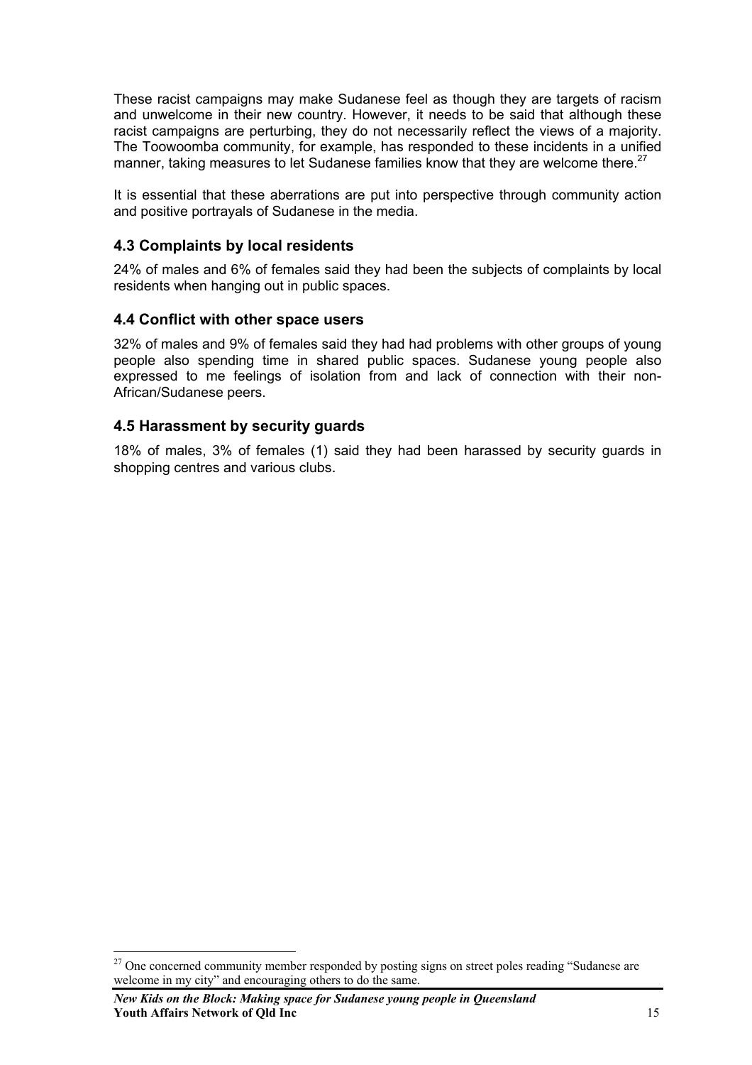These racist campaigns may make Sudanese feel as though they are targets of racism and unwelcome in their new country. However, it needs to be said that although these racist campaigns are perturbing, they do not necessarily reflect the views of a majority. The Toowoomba community, for example, has responded to these incidents in a unified manner, taking measures to let Sudanese families know that they are welcome there.[27]

It is essential that these aberrations are put into perspective through community action and positive portrayals of Sudanese in the media.

### 4.3 Complaints by local residents

24% of males and 6% of females said they had been the subjects of complaints by local residents when hanging out in public spaces.

### 4.4 Conflict with other space users

32% of males and 9% of females said they had had problems with other groups of young people also spending time in shared public spaces. Sudanese young people also expressed to me feelings of isolation from and lack of connection with their non-African/Sudanese peers.

### 4.5 Harassment by security guards

18% of males, 3% of females (1) said they had been harassed by security guards in shopping centres and various clubs.

[27] One concerned community member responded by posting signs on street poles reading "Sudanese are welcome in my city" and encouraging others to do the same.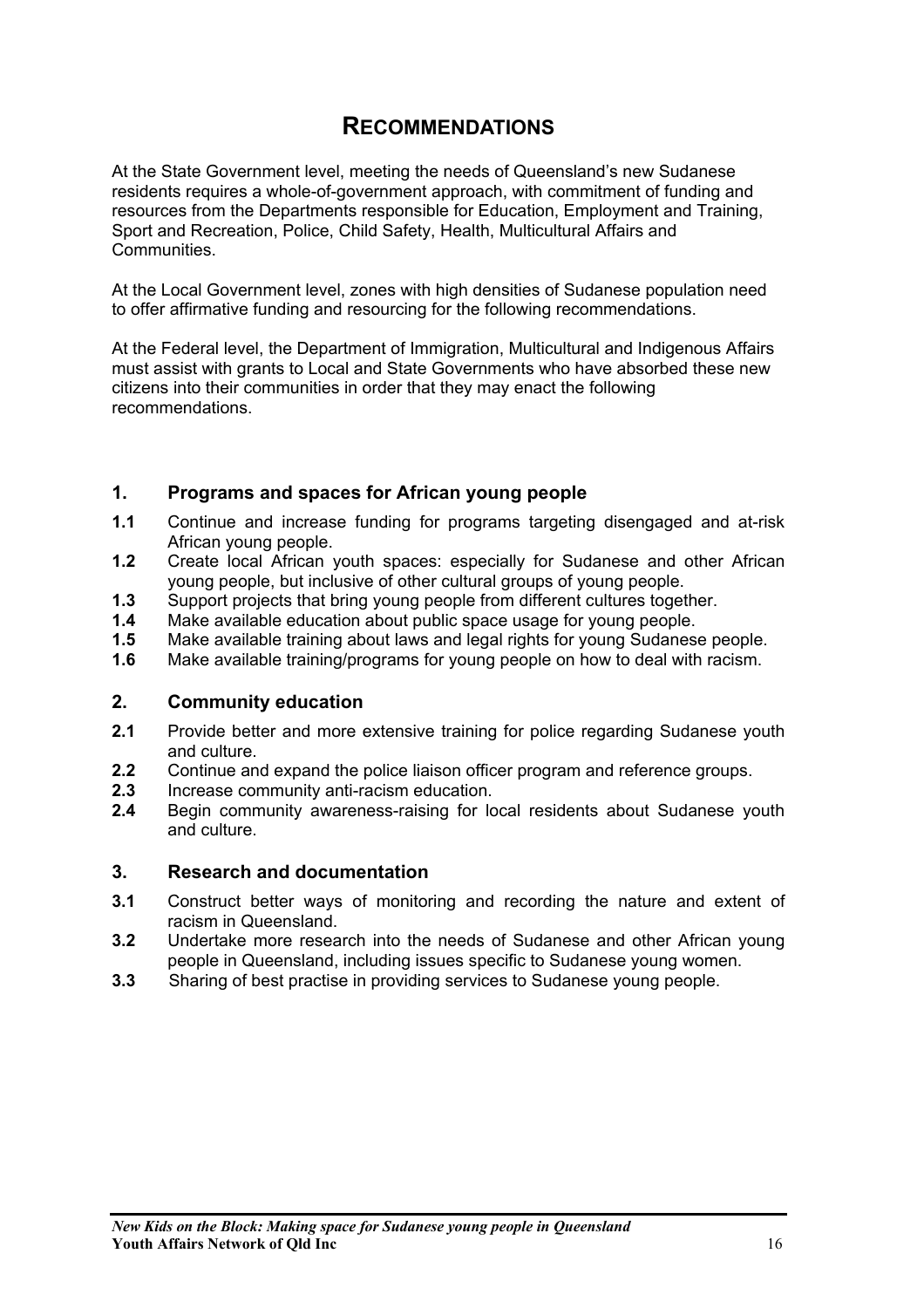# RECOMMENDATIONS

At the State Government level, meeting the needs of Queensland's new Sudanese residents requires a whole-of-government approach, with commitment of funding and resources from the Departments responsible for Education, Employment and Training, Sport and Recreation, Police, Child Safety, Health, Multicultural Affairs and Communities.

At the Local Government level, zones with high densities of Sudanese population need to offer affirmative funding and resourcing for the following recommendations.

At the Federal level, the Department of Immigration, Multicultural and Indigenous Affairs must assist with grants to Local and State Governments who have absorbed these new citizens into their communities in order that they may enact the following recommendations.

## 1. Programs and spaces for African young people

**1.1** Continue and increase funding for programs targeting disengaged and at-risk African young people.

**1.2** Create local African youth spaces: especially for Sudanese and other African young people, but inclusive of other cultural groups of young people.

**1.3** Support projects that bring young people from different cultures together.

**1.4** Make available education about public space usage for young people.

**1.5** Make available training about laws and legal rights for young Sudanese people.

**1.6** Make available training/programs for young people on how to deal with racism.

## 2. Community education

**2.1** Provide better and more extensive training for police regarding Sudanese youth and culture.

**2.2** Continue and expand the police liaison officer program and reference groups.

**2.3** Increase community anti-racism education.

**2.4** Begin community awareness-raising for local residents about Sudanese youth and culture.

## 3. Research and documentation

**3.1** Construct better ways of monitoring and recording the nature and extent of racism in Queensland.

**3.2** Undertake more research into the needs of Sudanese and other African young people in Queensland, including issues specific to Sudanese young women.

**3.3** Sharing of best practise in providing services to Sudanese young people.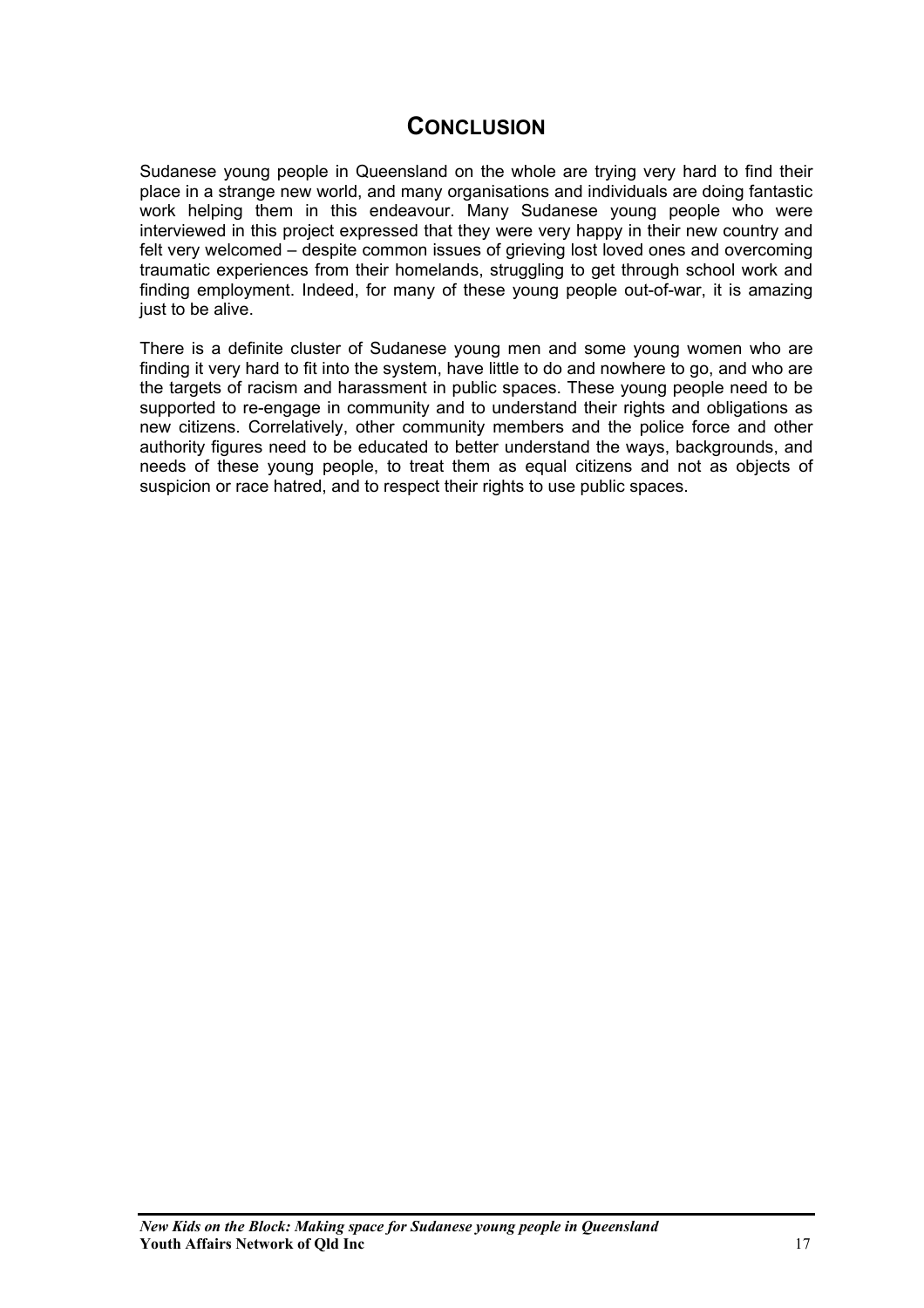# Conclusion

Sudanese young people in Queensland on the whole are trying very hard to find their place in a strange new world, and many organisations and individuals are doing fantastic work helping them in this endeavour. Many Sudanese young people who were interviewed in this project expressed that they were very happy in their new country and felt very welcomed – despite common issues of grieving lost loved ones and overcoming traumatic experiences from their homelands, struggling to get through school work and finding employment. Indeed, for many of these young people out-of-war, it is amazing just to be alive.

There is a definite cluster of Sudanese young men and some young women who are finding it very hard to fit into the system, have little to do and nowhere to go, and who are the targets of racism and harassment in public spaces. These young people need to be supported to re-engage in community and to understand their rights and obligations as new citizens. Correlatively, other community members and the police force and other authority figures need to be educated to better understand the ways, backgrounds, and needs of these young people, to treat them as equal citizens and not as objects of suspicion or race hatred, and to respect their rights to use public spaces.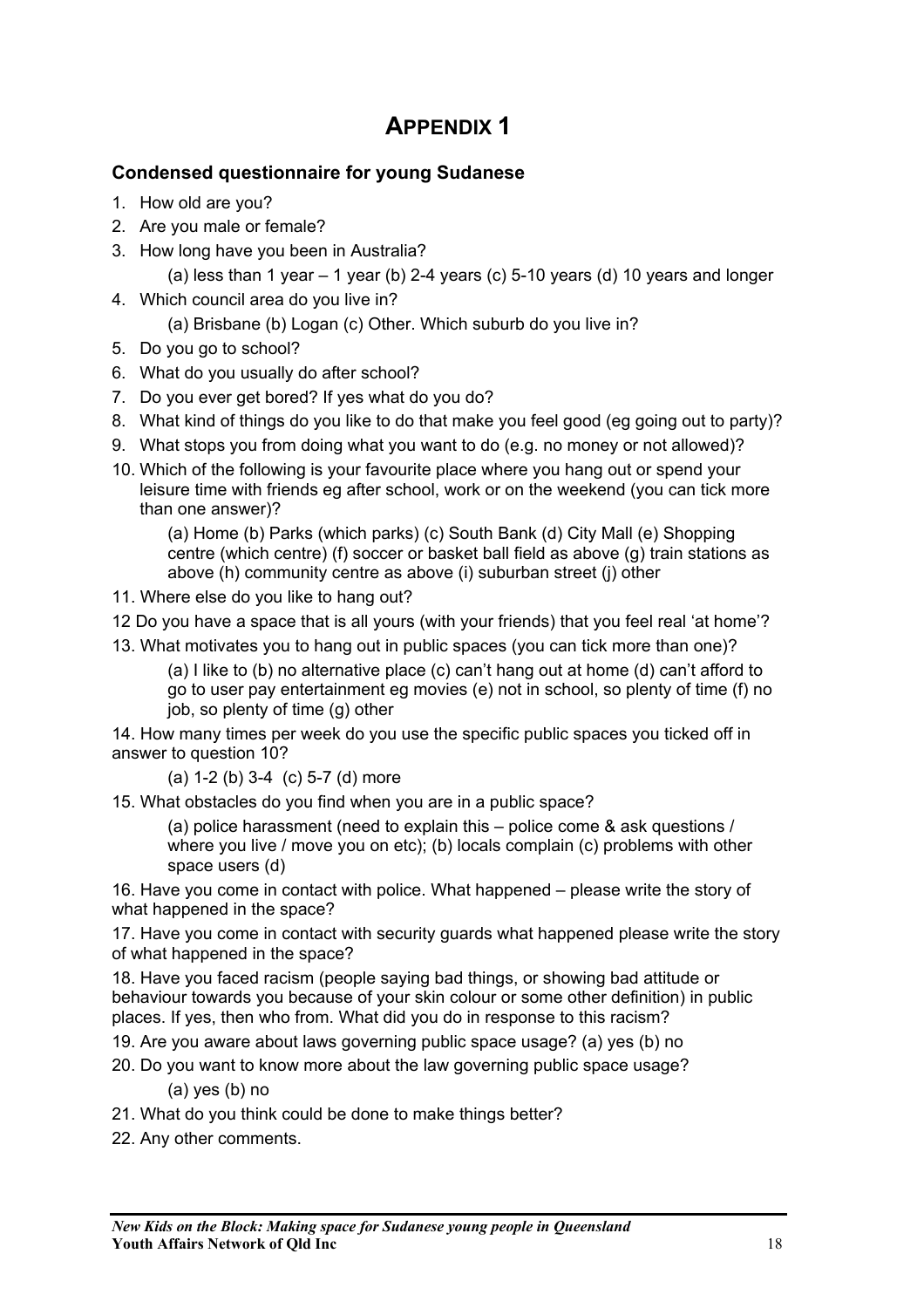# APPENDIX 1

### Condensed questionnaire for young Sudanese

1. How old are you?
2. Are you male or female?
3. How long have you been in Australia?

   (a) less than 1 year – 1 year (b) 2-4 years (c) 5-10 years (d) 10 years and longer

4. Which council area do you live in?

   (a) Brisbane (b) Logan (c) Other. Which suburb do you live in?

5. Do you go to school?
6. What do you usually do after school?
7. Do you ever get bored? If yes what do you do?
8. What kind of things do you like to do that make you feel good (eg going out to party)?
9. What stops you from doing what you want to do (e.g. no money or not allowed)?
10. Which of the following is your favourite place where you hang out or spend your leisure time with friends eg after school, work or on the weekend (you can tick more than one answer)?

    (a) Home (b) Parks (which parks) (c) South Bank (d) City Mall (e) Shopping centre (which centre) (f) soccer or basket ball field as above (g) train stations as above (h) community centre as above (i) suburban street (j) other

11. Where else do you like to hang out?

12 Do you have a space that is all yours (with your friends) that you feel real 'at home'?

13. What motivates you to hang out in public spaces (you can tick more than one)?

    (a) I like to (b) no alternative place (c) can't hang out at home (d) can't afford to go to user pay entertainment eg movies (e) not in school, so plenty of time (f) no job, so plenty of time (g) other

14. How many times per week do you use the specific public spaces you ticked off in answer to question 10?

    (a) 1-2 (b) 3-4 (c) 5-7 (d) more

15. What obstacles do you find when you are in a public space?

    (a) police harassment (need to explain this – police come & ask questions / where you live / move you on etc); (b) locals complain (c) problems with other space users (d)

16. Have you come in contact with police. What happened – please write the story of what happened in the space?

17. Have you come in contact with security guards what happened please write the story of what happened in the space?

18. Have you faced racism (people saying bad things, or showing bad attitude or behaviour towards you because of your skin colour or some other definition) in public places. If yes, then who from. What did you do in response to this racism?

19. Are you aware about laws governing public space usage? (a) yes (b) no
20. Do you want to know more about the law governing public space usage?

    (a) yes (b) no

21. What do you think could be done to make things better?
22. Any other comments.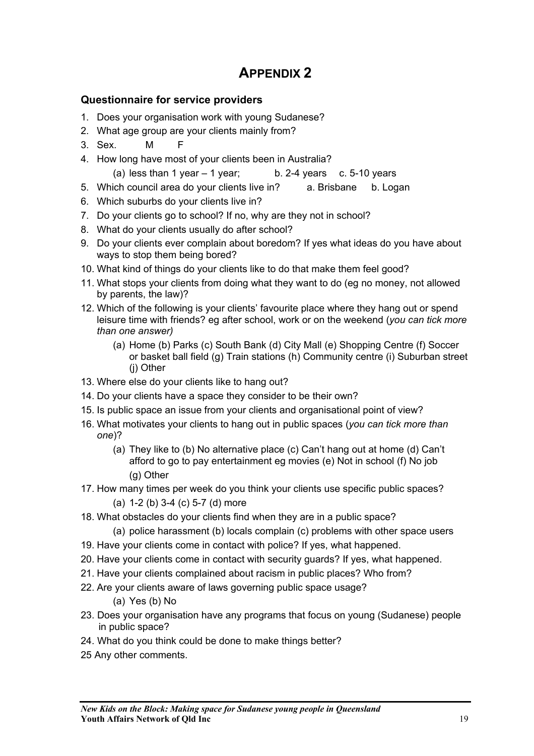# APPENDIX 2

### Questionnaire for service providers

1. Does your organisation work with young Sudanese?
2. What age group are your clients mainly from?
3. Sex. M F
4. How long have most of your clients been in Australia?
   (a) less than 1 year – 1 year; b. 2-4 years c. 5-10 years
5. Which council area do your clients live in? a. Brisbane b. Logan
6. Which suburbs do your clients live in?
7. Do your clients go to school? If no, why are they not in school?
8. What do your clients usually do after school?
9. Do your clients ever complain about boredom? If yes what ideas do you have about ways to stop them being bored?
10. What kind of things do your clients like to do that make them feel good?
11. What stops your clients from doing what they want to do (eg no money, not allowed by parents, the law)?
12. Which of the following is your clients' favourite place where they hang out or spend leisure time with friends? eg after school, work or on the weekend (*you can tick more than one answer)*
    (a) Home (b) Parks (c) South Bank (d) City Mall (e) Shopping Centre (f) Soccer or basket ball field (g) Train stations (h) Community centre (i) Suburban street (j) Other
13. Where else do your clients like to hang out?
14. Do your clients have a space they consider to be their own?
15. Is public space an issue from your clients and organisational point of view?
16. What motivates your clients to hang out in public spaces (*you can tick more than one*)?
    (a) They like to (b) No alternative place (c) Can't hang out at home (d) Can't afford to go to pay entertainment eg movies (e) Not in school (f) No job (g) Other
17. How many times per week do you think your clients use specific public spaces?
    (a) 1-2 (b) 3-4 (c) 5-7 (d) more
18. What obstacles do your clients find when they are in a public space?
    (a) police harassment (b) locals complain (c) problems with other space users
19. Have your clients come in contact with police? If yes, what happened.
20. Have your clients come in contact with security guards? If yes, what happened.
21. Have your clients complained about racism in public places? Who from?
22. Are your clients aware of laws governing public space usage?
    (a) Yes (b) No
23. Does your organisation have any programs that focus on young (Sudanese) people in public space?
24. What do you think could be done to make things better?

25 Any other comments.